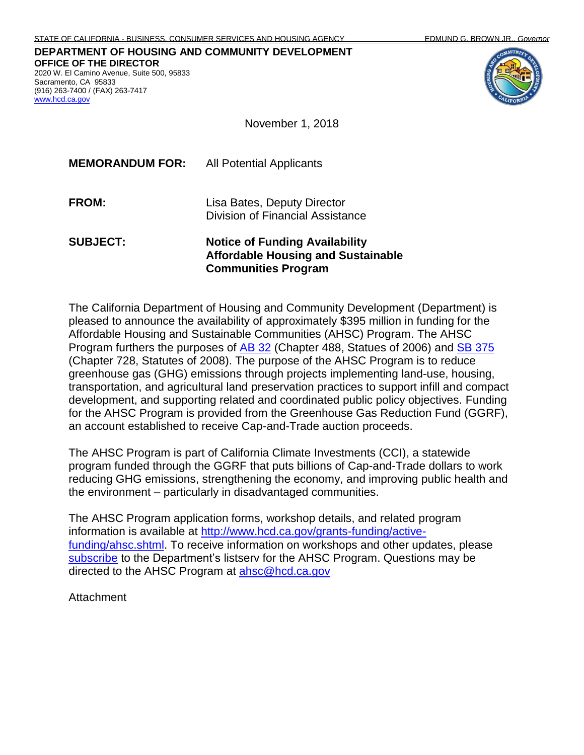STATE OF CALIFORNIA - BUSINESS, CONSUMER SERVICES AND HOUSING AGENCY — EDMUND G. BROWN JR., *Governor*

**DEPARTMENT OF HOUSING AND COMMUNITY DEVELOPMENT**
**OFFICE OF THE DIRECTOR**
2020 W. El Camino Avenue, Suite 500, 95833
Sacramento, CA 95833
(916) 263-7400 / (FAX) 263-7417
[www.hcd.ca.gov](http://www.hcd.ca.gov)

November 1, 2018

**MEMORANDUM FOR:** All Potential Applicants

**FROM:** Lisa Bates, Deputy Director
Division of Financial Assistance

**SUBJECT:** **Notice of Funding Availability Affordable Housing and Sustainable Communities Program**

The California Department of Housing and Community Development (Department) is pleased to announce the availability of approximately $395 million in funding for the Affordable Housing and Sustainable Communities (AHSC) Program. The AHSC Program furthers the purposes of AB 32 (Chapter 488, Statues of 2006) and SB 375 (Chapter 728, Statutes of 2008). The purpose of the AHSC Program is to reduce greenhouse gas (GHG) emissions through projects implementing land-use, housing, transportation, and agricultural land preservation practices to support infill and compact development, and supporting related and coordinated public policy objectives. Funding for the AHSC Program is provided from the Greenhouse Gas Reduction Fund (GGRF), an account established to receive Cap-and-Trade auction proceeds.

The AHSC Program is part of California Climate Investments (CCI), a statewide program funded through the GGRF that puts billions of Cap-and-Trade dollars to work reducing GHG emissions, strengthening the economy, and improving public health and the environment – particularly in disadvantaged communities.

The AHSC Program application forms, workshop details, and related program information is available at http://www.hcd.ca.gov/grants-funding/active-funding/ahsc.shtml. To receive information on workshops and other updates, please subscribe to the Department's listserv for the AHSC Program. Questions may be directed to the AHSC Program at ahsc@hcd.ca.gov

Attachment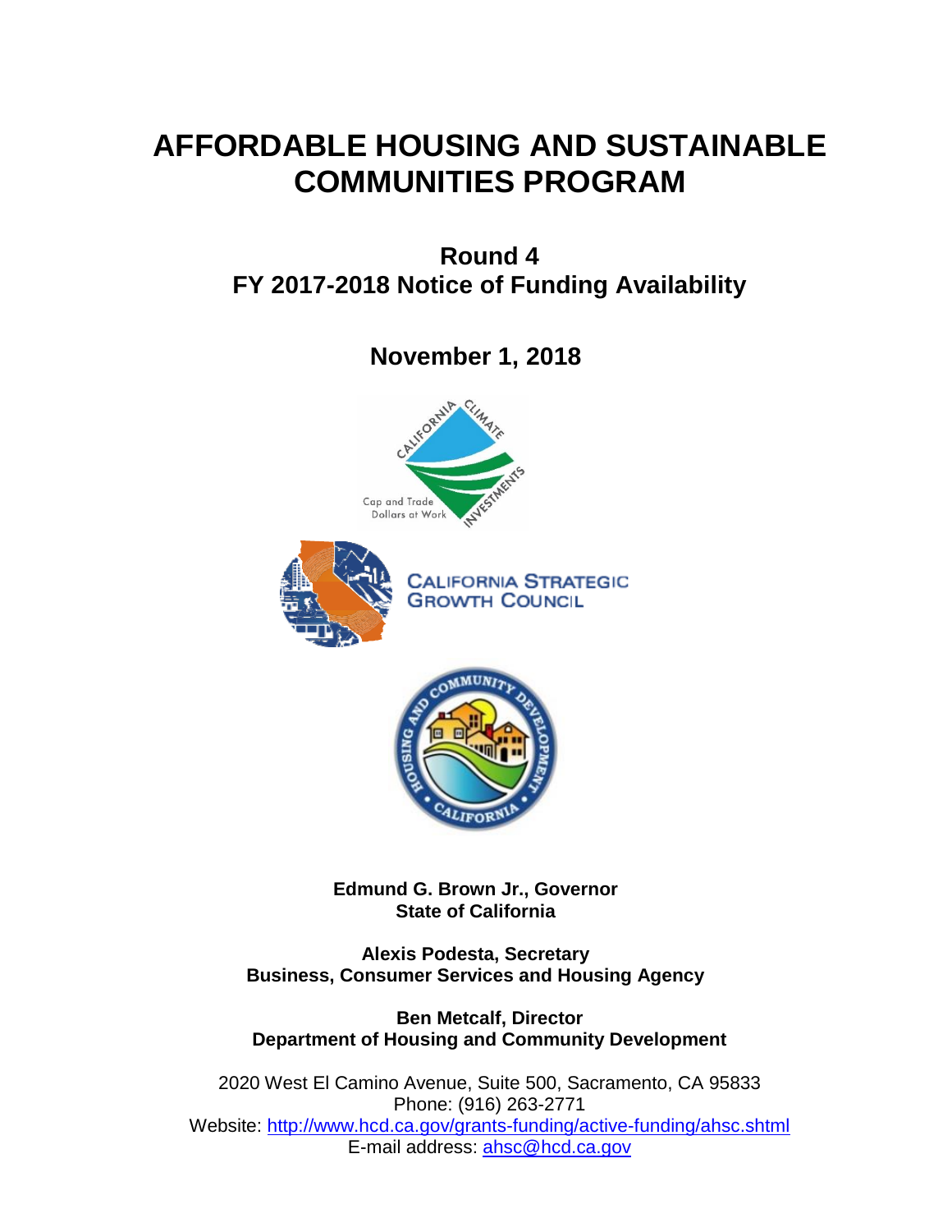# AFFORDABLE HOUSING AND SUSTAINABLE COMMUNITIES PROGRAM

## Round 4
## FY 2017-2018 Notice of Funding Availability

## November 1, 2018

**Edmund G. Brown Jr., Governor**
**State of California**

**Alexis Podesta, Secretary**
**Business, Consumer Services and Housing Agency**

**Ben Metcalf, Director**
**Department of Housing and Community Development**

2020 West El Camino Avenue, Suite 500, Sacramento, CA 95833
Phone: (916) 263-2771
Website: http://www.hcd.ca.gov/grants-funding/active-funding/ahsc.shtml
E-mail address: ahsc@hcd.ca.gov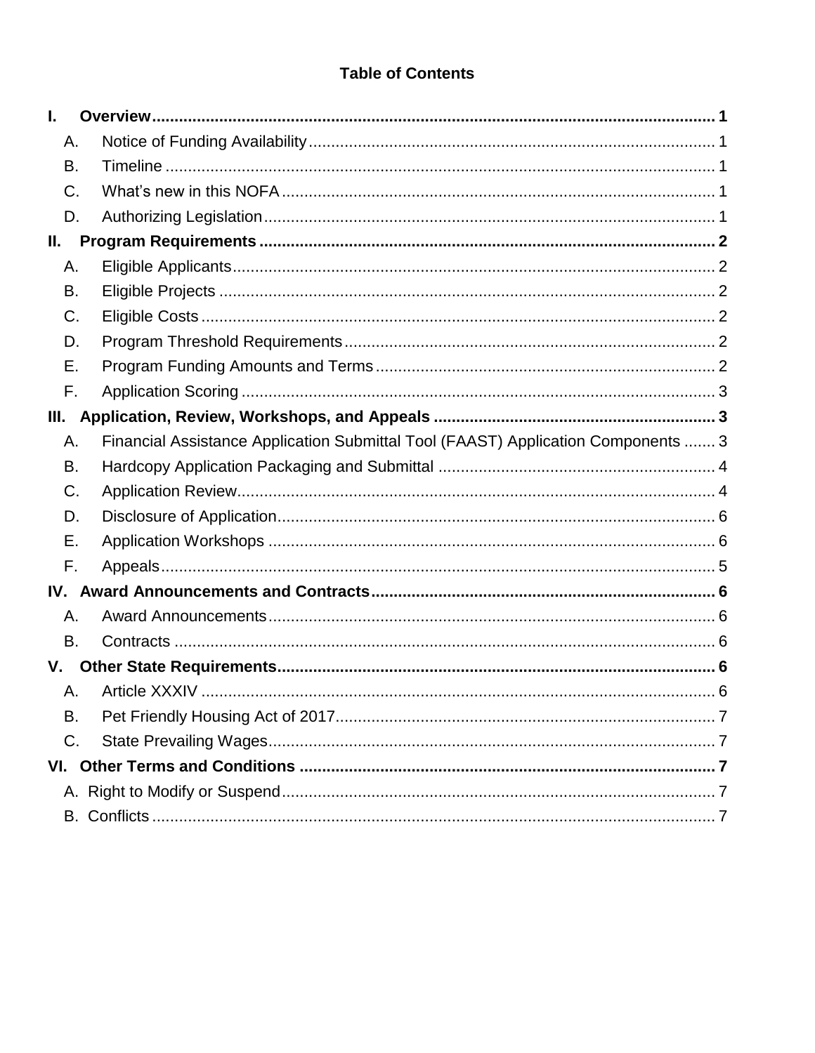# Table of Contents

**I. Overview** ............................................................ **1**

- A. Notice of Funding Availability ............................................................ 1
- B. Timeline ............................................................ 1
- C. What's new in this NOFA ............................................................ 1
- D. Authorizing Legislation ............................................................ 1

**II. Program Requirements** ............................................................ **2**

- A. Eligible Applicants ............................................................ 2
- B. Eligible Projects ............................................................ 2
- C. Eligible Costs ............................................................ 2
- D. Program Threshold Requirements ............................................................ 2
- E. Program Funding Amounts and Terms ............................................................ 2
- F. Application Scoring ............................................................ 3

**III. Application, Review, Workshops, and Appeals** ............................................................ **3**

- A. Financial Assistance Application Submittal Tool (FAAST) Application Components ....... 3
- B. Hardcopy Application Packaging and Submittal ............................................................ 4
- C. Application Review ............................................................ 4
- D. Disclosure of Application ............................................................ 6
- E. Application Workshops ............................................................ 6
- F. Appeals ............................................................ 5

**IV. Award Announcements and Contracts** ............................................................ **6**

- A. Award Announcements ............................................................ 6
- B. Contracts ............................................................ 6

**V. Other State Requirements** ............................................................ **6**

- A. Article XXXIV ............................................................ 6
- B. Pet Friendly Housing Act of 2017 ............................................................ 7
- C. State Prevailing Wages ............................................................ 7

**VI. Other Terms and Conditions** ............................................................ **7**

- A. Right to Modify or Suspend ............................................................ 7
- B. Conflicts ............................................................ 7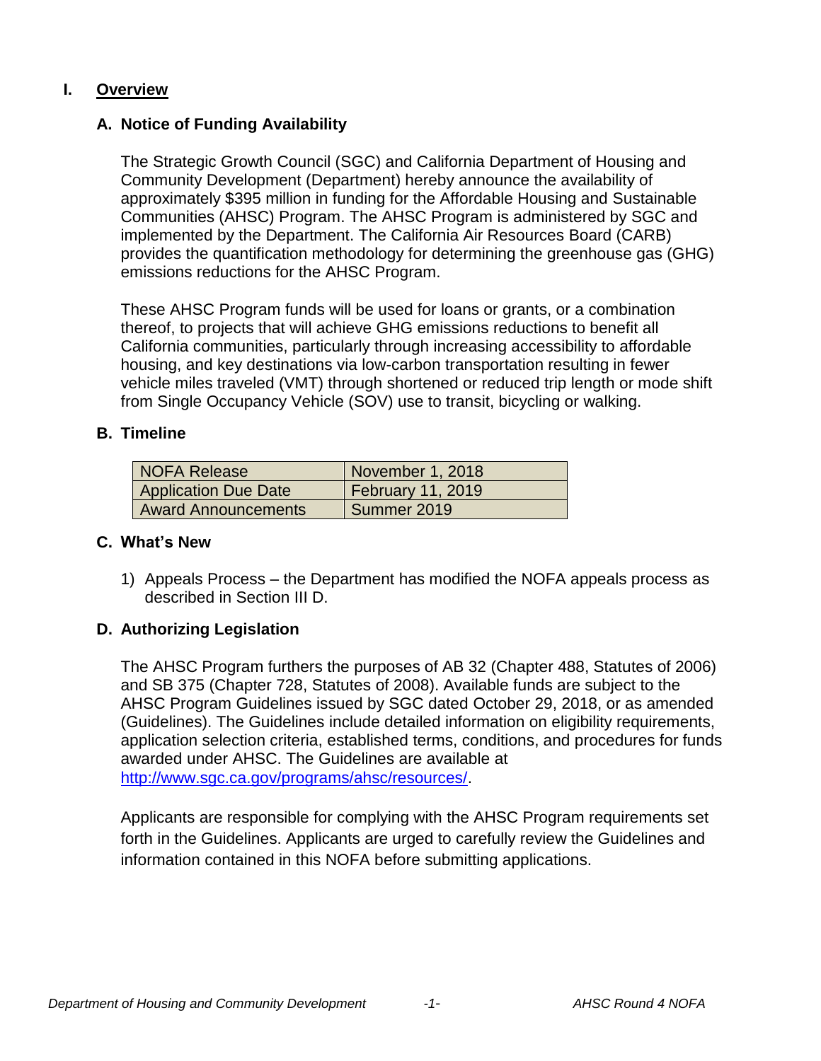# I. Overview

## A. Notice of Funding Availability

The Strategic Growth Council (SGC) and California Department of Housing and Community Development (Department) hereby announce the availability of approximately $395 million in funding for the Affordable Housing and Sustainable Communities (AHSC) Program. The AHSC Program is administered by SGC and implemented by the Department. The California Air Resources Board (CARB) provides the quantification methodology for determining the greenhouse gas (GHG) emissions reductions for the AHSC Program.

These AHSC Program funds will be used for loans or grants, or a combination thereof, to projects that will achieve GHG emissions reductions to benefit all California communities, particularly through increasing accessibility to affordable housing, and key destinations via low-carbon transportation resulting in fewer vehicle miles traveled (VMT) through shortened or reduced trip length or mode shift from Single Occupancy Vehicle (SOV) use to transit, bicycling or walking.

## B. Timeline

| NOFA Release | November 1, 2018 |
|---|---|
| Application Due Date | February 11, 2019 |
| Award Announcements | Summer 2019 |

## C. What's New

1) Appeals Process – the Department has modified the NOFA appeals process as described in Section III D.

## D. Authorizing Legislation

The AHSC Program furthers the purposes of AB 32 (Chapter 488, Statutes of 2006) and SB 375 (Chapter 728, Statutes of 2008). Available funds are subject to the AHSC Program Guidelines issued by SGC dated October 29, 2018, or as amended (Guidelines). The Guidelines include detailed information on eligibility requirements, application selection criteria, established terms, conditions, and procedures for funds awarded under AHSC. The Guidelines are available at http://www.sgc.ca.gov/programs/ahsc/resources/.

Applicants are responsible for complying with the AHSC Program requirements set forth in the Guidelines. Applicants are urged to carefully review the Guidelines and information contained in this NOFA before submitting applications.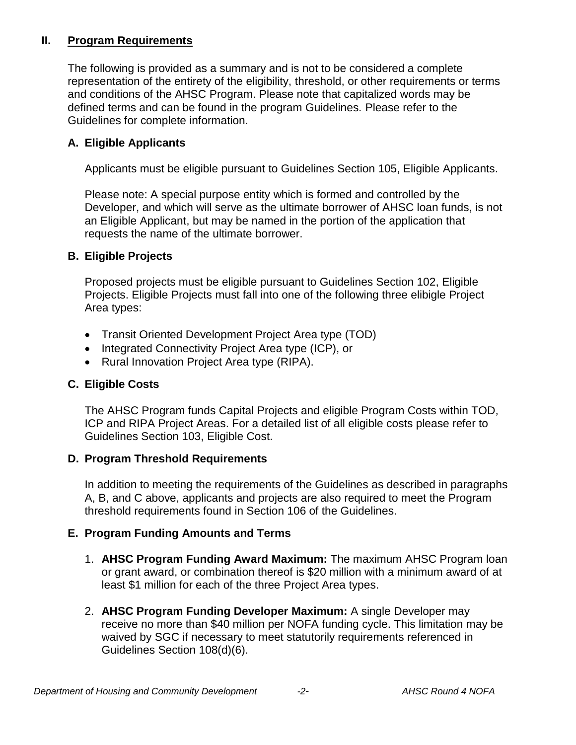## II. Program Requirements

The following is provided as a summary and is not to be considered a complete representation of the entirety of the eligibility, threshold, or other requirements or terms and conditions of the AHSC Program. Please note that capitalized words may be defined terms and can be found in the program Guidelines. Please refer to the Guidelines for complete information.

### A. Eligible Applicants

Applicants must be eligible pursuant to Guidelines Section 105, Eligible Applicants.

Please note: A special purpose entity which is formed and controlled by the Developer, and which will serve as the ultimate borrower of AHSC loan funds, is not an Eligible Applicant, but may be named in the portion of the application that requests the name of the ultimate borrower.

### B. Eligible Projects

Proposed projects must be eligible pursuant to Guidelines Section 102, Eligible Projects. Eligible Projects must fall into one of the following three elibigle Project Area types:

- Transit Oriented Development Project Area type (TOD)
- Integrated Connectivity Project Area type (ICP), or
- Rural Innovation Project Area type (RIPA).

### C. Eligible Costs

The AHSC Program funds Capital Projects and eligible Program Costs within TOD, ICP and RIPA Project Areas. For a detailed list of all eligible costs please refer to Guidelines Section 103, Eligible Cost.

### D. Program Threshold Requirements

In addition to meeting the requirements of the Guidelines as described in paragraphs A, B, and C above, applicants and projects are also required to meet the Program threshold requirements found in Section 106 of the Guidelines.

### E. Program Funding Amounts and Terms

1. **AHSC Program Funding Award Maximum:** The maximum AHSC Program loan or grant award, or combination thereof is $20 million with a minimum award of at least $1 million for each of the three Project Area types.

2. **AHSC Program Funding Developer Maximum:** A single Developer may receive no more than $40 million per NOFA funding cycle. This limitation may be waived by SGC if necessary to meet statutorily requirements referenced in Guidelines Section 108(d)(6).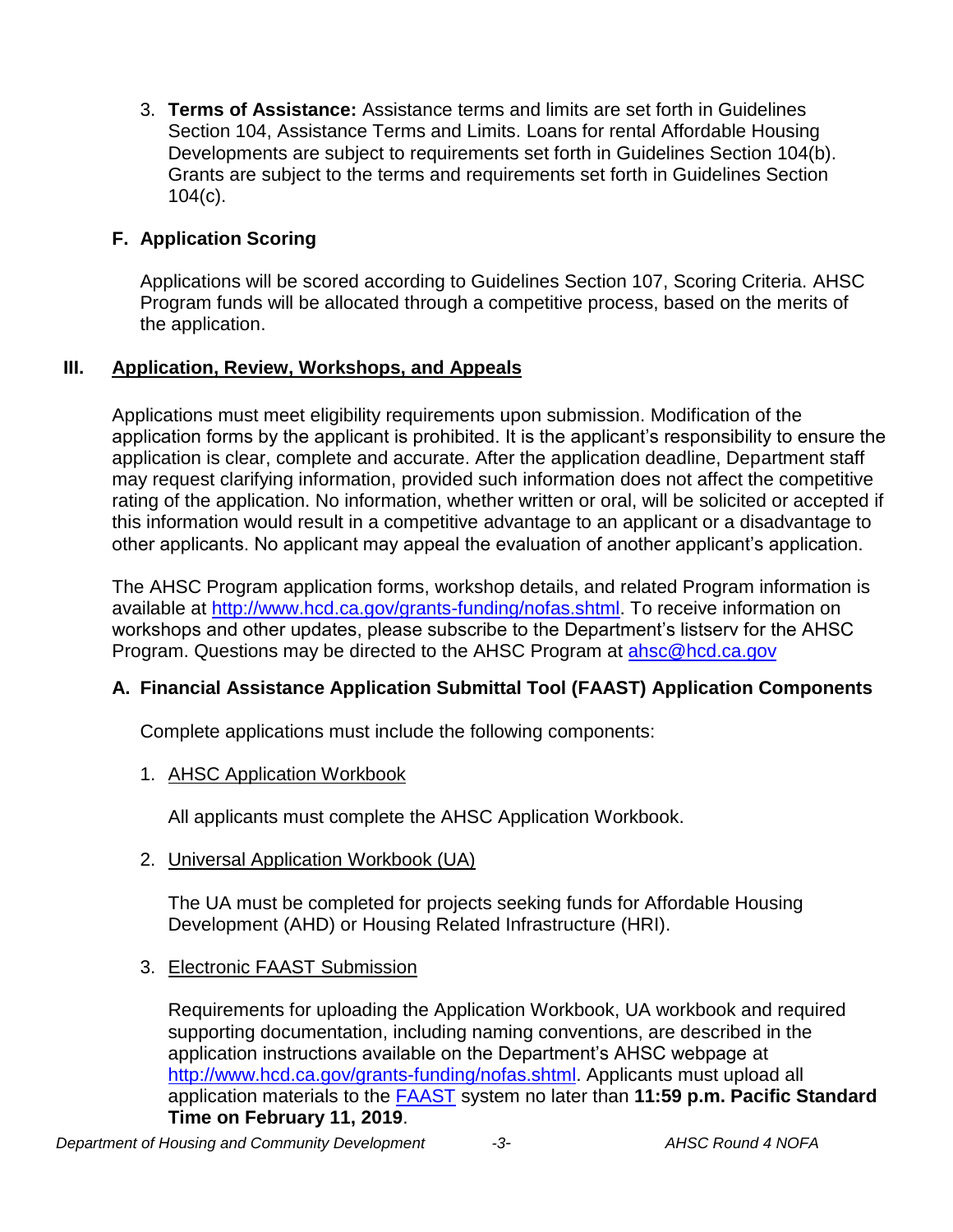3. **Terms of Assistance:** Assistance terms and limits are set forth in Guidelines Section 104, Assistance Terms and Limits. Loans for rental Affordable Housing Developments are subject to requirements set forth in Guidelines Section 104(b). Grants are subject to the terms and requirements set forth in Guidelines Section 104(c).

### F. Application Scoring

Applications will be scored according to Guidelines Section 107, Scoring Criteria. AHSC Program funds will be allocated through a competitive process, based on the merits of the application.

## III. Application, Review, Workshops, and Appeals

Applications must meet eligibility requirements upon submission. Modification of the application forms by the applicant is prohibited. It is the applicant's responsibility to ensure the application is clear, complete and accurate. After the application deadline, Department staff may request clarifying information, provided such information does not affect the competitive rating of the application. No information, whether written or oral, will be solicited or accepted if this information would result in a competitive advantage to an applicant or a disadvantage to other applicants. No applicant may appeal the evaluation of another applicant's application.

The AHSC Program application forms, workshop details, and related Program information is available at [http://www.hcd.ca.gov/grants-funding/nofas.shtml](http://www.hcd.ca.gov/grants-funding/nofas.shtml). To receive information on workshops and other updates, please subscribe to the Department's listserv for the AHSC Program. Questions may be directed to the AHSC Program at [ahsc@hcd.ca.gov](mailto:ahsc@hcd.ca.gov)

### A. Financial Assistance Application Submittal Tool (FAAST) Application Components

Complete applications must include the following components:

1. AHSC Application Workbook

   All applicants must complete the AHSC Application Workbook.

2. Universal Application Workbook (UA)

   The UA must be completed for projects seeking funds for Affordable Housing Development (AHD) or Housing Related Infrastructure (HRI).

3. Electronic FAAST Submission

   Requirements for uploading the Application Workbook, UA workbook and required supporting documentation, including naming conventions, are described in the application instructions available on the Department's AHSC webpage at [http://www.hcd.ca.gov/grants-funding/nofas.shtml](http://www.hcd.ca.gov/grants-funding/nofas.shtml). Applicants must upload all application materials to the FAAST system no later than **11:59 p.m. Pacific Standard Time on February 11, 2019**.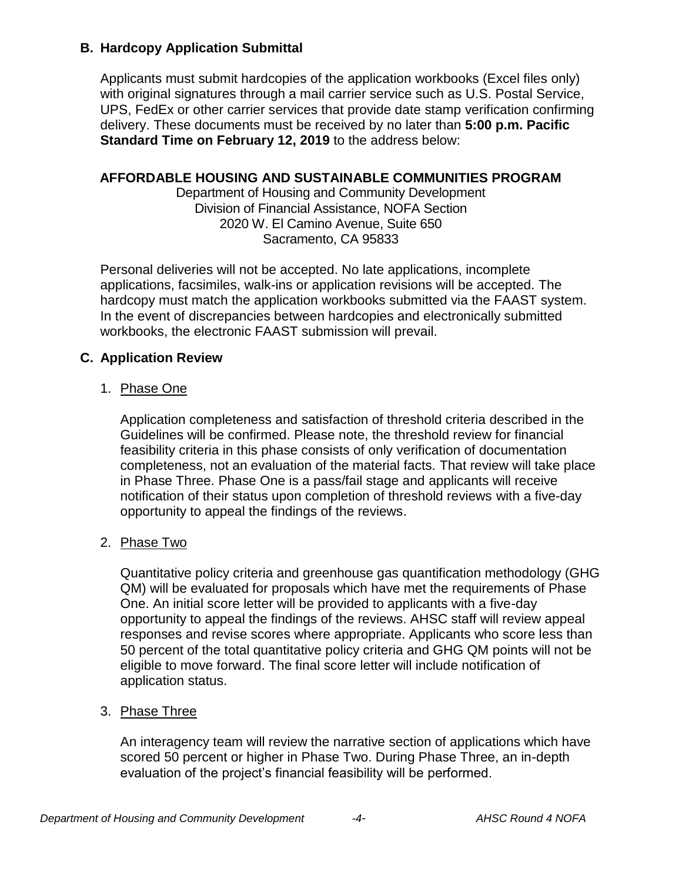## B. Hardcopy Application Submittal

Applicants must submit hardcopies of the application workbooks (Excel files only) with original signatures through a mail carrier service such as U.S. Postal Service, UPS, FedEx or other carrier services that provide date stamp verification confirming delivery. These documents must be received by no later than **5:00 p.m. Pacific Standard Time on February 12, 2019** to the address below:

**AFFORDABLE HOUSING AND SUSTAINABLE COMMUNITIES PROGRAM**
Department of Housing and Community Development
Division of Financial Assistance, NOFA Section
2020 W. El Camino Avenue, Suite 650
Sacramento, CA 95833

Personal deliveries will not be accepted. No late applications, incomplete applications, facsimiles, walk-ins or application revisions will be accepted. The hardcopy must match the application workbooks submitted via the FAAST system. In the event of discrepancies between hardcopies and electronically submitted workbooks, the electronic FAAST submission will prevail.

## C. Application Review

1. <u>Phase One</u>

   Application completeness and satisfaction of threshold criteria described in the Guidelines will be confirmed. Please note, the threshold review for financial feasibility criteria in this phase consists of only verification of documentation completeness, not an evaluation of the material facts. That review will take place in Phase Three. Phase One is a pass/fail stage and applicants will receive notification of their status upon completion of threshold reviews with a five-day opportunity to appeal the findings of the reviews.

2. <u>Phase Two</u>

   Quantitative policy criteria and greenhouse gas quantification methodology (GHG QM) will be evaluated for proposals which have met the requirements of Phase One. An initial score letter will be provided to applicants with a five-day opportunity to appeal the findings of the reviews. AHSC staff will review appeal responses and revise scores where appropriate. Applicants who score less than 50 percent of the total quantitative policy criteria and GHG QM points will not be eligible to move forward. The final score letter will include notification of application status.

3. <u>Phase Three</u>

   An interagency team will review the narrative section of applications which have scored 50 percent or higher in Phase Two. During Phase Three, an in-depth evaluation of the project's financial feasibility will be performed.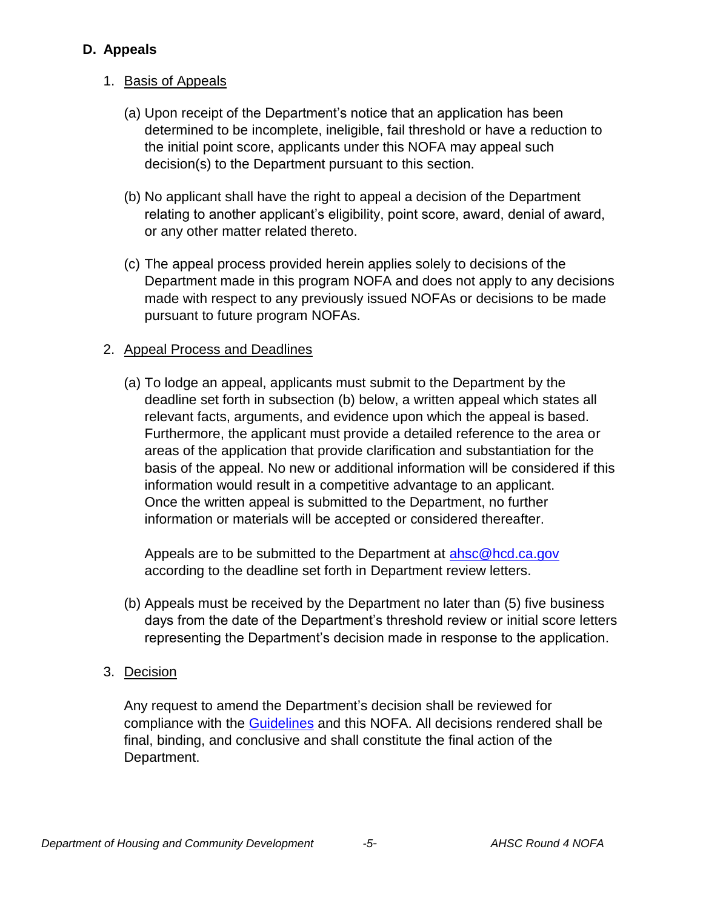### D. Appeals

1. Basis of Appeals

   (a) Upon receipt of the Department's notice that an application has been determined to be incomplete, ineligible, fail threshold or have a reduction to the initial point score, applicants under this NOFA may appeal such decision(s) to the Department pursuant to this section.

   (b) No applicant shall have the right to appeal a decision of the Department relating to another applicant's eligibility, point score, award, denial of award, or any other matter related thereto.

   (c) The appeal process provided herein applies solely to decisions of the Department made in this program NOFA and does not apply to any decisions made with respect to any previously issued NOFAs or decisions to be made pursuant to future program NOFAs.

2. Appeal Process and Deadlines

   (a) To lodge an appeal, applicants must submit to the Department by the deadline set forth in subsection (b) below, a written appeal which states all relevant facts, arguments, and evidence upon which the appeal is based. Furthermore, the applicant must provide a detailed reference to the area or areas of the application that provide clarification and substantiation for the basis of the appeal. No new or additional information will be considered if this information would result in a competitive advantage to an applicant. Once the written appeal is submitted to the Department, no further information or materials will be accepted or considered thereafter.

   Appeals are to be submitted to the Department at ahsc@hcd.ca.gov according to the deadline set forth in Department review letters.

   (b) Appeals must be received by the Department no later than (5) five business days from the date of the Department's threshold review or initial score letters representing the Department's decision made in response to the application.

3. Decision

   Any request to amend the Department's decision shall be reviewed for compliance with the Guidelines and this NOFA. All decisions rendered shall be final, binding, and conclusive and shall constitute the final action of the Department.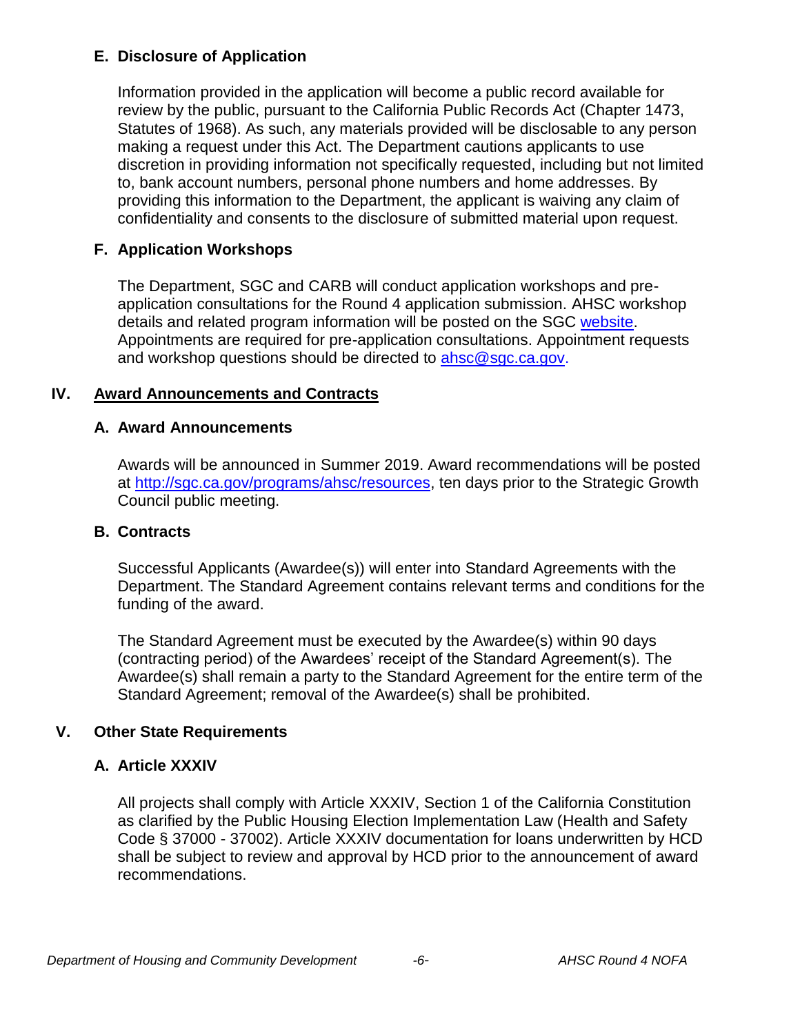### E. Disclosure of Application

Information provided in the application will become a public record available for review by the public, pursuant to the California Public Records Act (Chapter 1473, Statutes of 1968). As such, any materials provided will be disclosable to any person making a request under this Act. The Department cautions applicants to use discretion in providing information not specifically requested, including but not limited to, bank account numbers, personal phone numbers and home addresses. By providing this information to the Department, the applicant is waiving any claim of confidentiality and consents to the disclosure of submitted material upon request.

### F. Application Workshops

The Department, SGC and CARB will conduct application workshops and pre-application consultations for the Round 4 application submission. AHSC workshop details and related program information will be posted on the SGC [website](). Appointments are required for pre-application consultations. Appointment requests and workshop questions should be directed to [ahsc@sgc.ca.gov](mailto:ahsc@sgc.ca.gov).

## IV. <u>Award Announcements and Contracts</u>

### A. Award Announcements

Awards will be announced in Summer 2019. Award recommendations will be posted at [http://sgc.ca.gov/programs/ahsc/resources](http://sgc.ca.gov/programs/ahsc/resources), ten days prior to the Strategic Growth Council public meeting.

### B. Contracts

Successful Applicants (Awardee(s)) will enter into Standard Agreements with the Department. The Standard Agreement contains relevant terms and conditions for the funding of the award.

The Standard Agreement must be executed by the Awardee(s) within 90 days (contracting period) of the Awardees' receipt of the Standard Agreement(s). The Awardee(s) shall remain a party to the Standard Agreement for the entire term of the Standard Agreement; removal of the Awardee(s) shall be prohibited.

## V. Other State Requirements

### A. Article XXXIV

All projects shall comply with Article XXXIV, Section 1 of the California Constitution as clarified by the Public Housing Election Implementation Law (Health and Safety Code § 37000 - 37002). Article XXXIV documentation for loans underwritten by HCD shall be subject to review and approval by HCD prior to the announcement of award recommendations.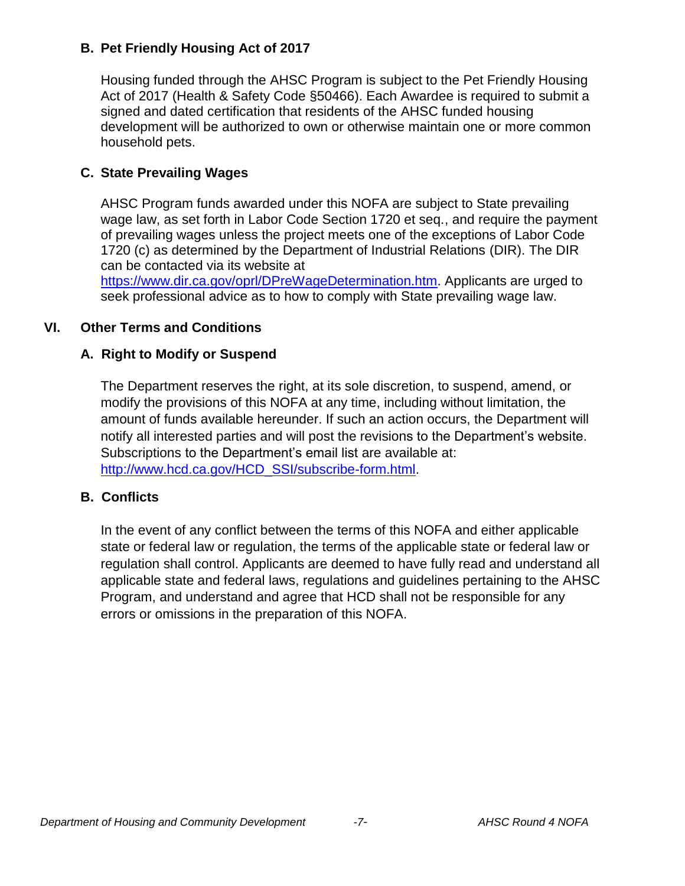### B. Pet Friendly Housing Act of 2017

Housing funded through the AHSC Program is subject to the Pet Friendly Housing Act of 2017 (Health & Safety Code §50466). Each Awardee is required to submit a signed and dated certification that residents of the AHSC funded housing development will be authorized to own or otherwise maintain one or more common household pets.

### C. State Prevailing Wages

AHSC Program funds awarded under this NOFA are subject to State prevailing wage law, as set forth in Labor Code Section 1720 et seq., and require the payment of prevailing wages unless the project meets one of the exceptions of Labor Code 1720 (c) as determined by the Department of Industrial Relations (DIR). The DIR can be contacted via its website at https://www.dir.ca.gov/oprl/DPreWageDetermination.htm. Applicants are urged to seek professional advice as to how to comply with State prevailing wage law.

## VI. Other Terms and Conditions

### A. Right to Modify or Suspend

The Department reserves the right, at its sole discretion, to suspend, amend, or modify the provisions of this NOFA at any time, including without limitation, the amount of funds available hereunder. If such an action occurs, the Department will notify all interested parties and will post the revisions to the Department's website. Subscriptions to the Department's email list are available at: http://www.hcd.ca.gov/HCD_SSI/subscribe-form.html.

### B. Conflicts

In the event of any conflict between the terms of this NOFA and either applicable state or federal law or regulation, the terms of the applicable state or federal law or regulation shall control. Applicants are deemed to have fully read and understand all applicable state and federal laws, regulations and guidelines pertaining to the AHSC Program, and understand and agree that HCD shall not be responsible for any errors or omissions in the preparation of this NOFA.